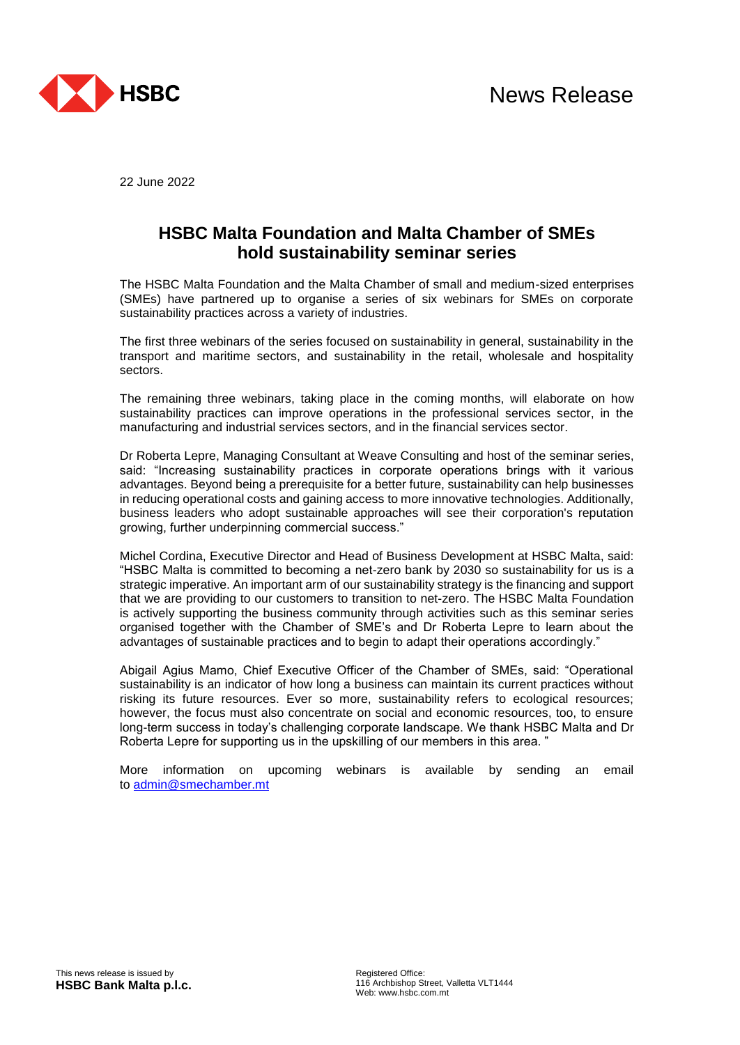News Release

22 June 2022

# HSBC Malta Foundation and Malta Chamber of SMEs hold sustainability seminar series

The HSBC Malta Foundation and the Malta Chamber of small and medium-sized enterprises (SMEs) have partnered up to organise a series of six webinars for SMEs on corporate sustainability practices across a variety of industries.

The first three webinars of the series focused on sustainability in general, sustainability in the transport and maritime sectors, and sustainability in the retail, wholesale and hospitality sectors.

The remaining three webinars, taking place in the coming months, will elaborate on how sustainability practices can improve operations in the professional services sector, in the manufacturing and industrial services sectors, and in the financial services sector.

Dr Roberta Lepre, Managing Consultant at Weave Consulting and host of the seminar series, said: "Increasing sustainability practices in corporate operations brings with it various advantages. Beyond being a prerequisite for a better future, sustainability can help businesses in reducing operational costs and gaining access to more innovative technologies. Additionally, business leaders who adopt sustainable approaches will see their corporation's reputation growing, further underpinning commercial success."

Michel Cordina, Executive Director and Head of Business Development at HSBC Malta, said: "HSBC Malta is committed to becoming a net-zero bank by 2030 so sustainability for us is a strategic imperative. An important arm of our sustainability strategy is the financing and support that we are providing to our customers to transition to net-zero. The HSBC Malta Foundation is actively supporting the business community through activities such as this seminar series organised together with the Chamber of SME's and Dr Roberta Lepre to learn about the advantages of sustainable practices and to begin to adapt their operations accordingly."

Abigail Agius Mamo, Chief Executive Officer of the Chamber of SMEs, said: "Operational sustainability is an indicator of how long a business can maintain its current practices without risking its future resources. Ever so more, sustainability refers to ecological resources; however, the focus must also concentrate on social and economic resources, too, to ensure long-term success in today's challenging corporate landscape. We thank HSBC Malta and Dr Roberta Lepre for supporting us in the upskilling of our members in this area. "

More information on upcoming webinars is available by sending an email to admin@smechamber.mt

This news release is issued by
**HSBC Bank Malta p.l.c.**

Registered Office:
116 Archbishop Street, Valletta VLT1444
Web: www.hsbc.com.mt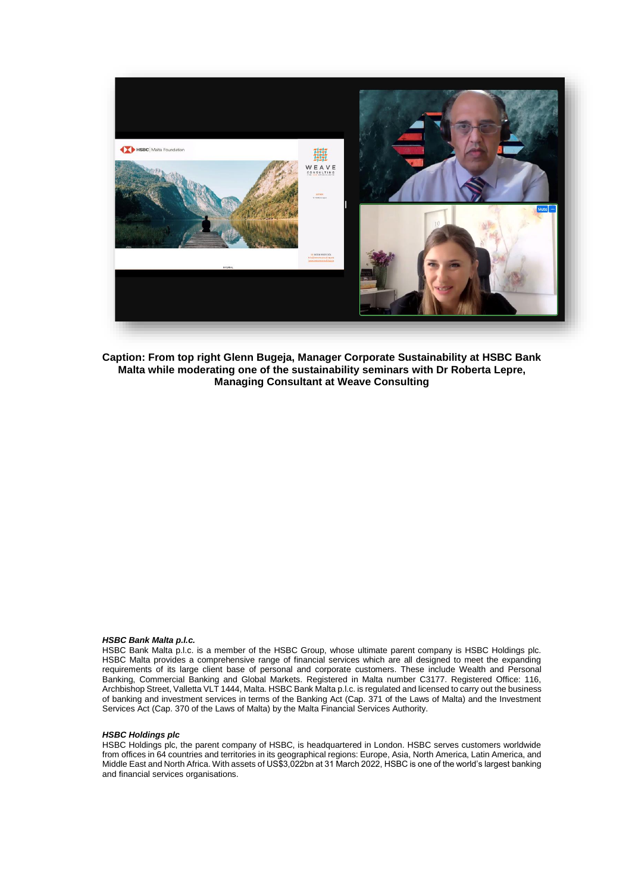**Caption: From top right Glenn Bugeja, Manager Corporate Sustainability at HSBC Bank Malta while moderating one of the sustainability seminars with Dr Roberta Lepre, Managing Consultant at Weave Consulting**

***HSBC Bank Malta p.l.c.***

HSBC Bank Malta p.l.c. is a member of the HSBC Group, whose ultimate parent company is HSBC Holdings plc. HSBC Malta provides a comprehensive range of financial services which are all designed to meet the expanding requirements of its large client base of personal and corporate customers. These include Wealth and Personal Banking, Commercial Banking and Global Markets. Registered in Malta number C3177. Registered Office: 116, Archbishop Street, Valletta VLT 1444, Malta. HSBC Bank Malta p.l.c. is regulated and licensed to carry out the business of banking and investment services in terms of the Banking Act (Cap. 371 of the Laws of Malta) and the Investment Services Act (Cap. 370 of the Laws of Malta) by the Malta Financial Services Authority.

***HSBC Holdings plc***

HSBC Holdings plc, the parent company of HSBC, is headquartered in London. HSBC serves customers worldwide from offices in 64 countries and territories in its geographical regions: Europe, Asia, North America, Latin America, and Middle East and North Africa. With assets of US$3,022bn at 31 March 2022, HSBC is one of the world's largest banking and financial services organisations.